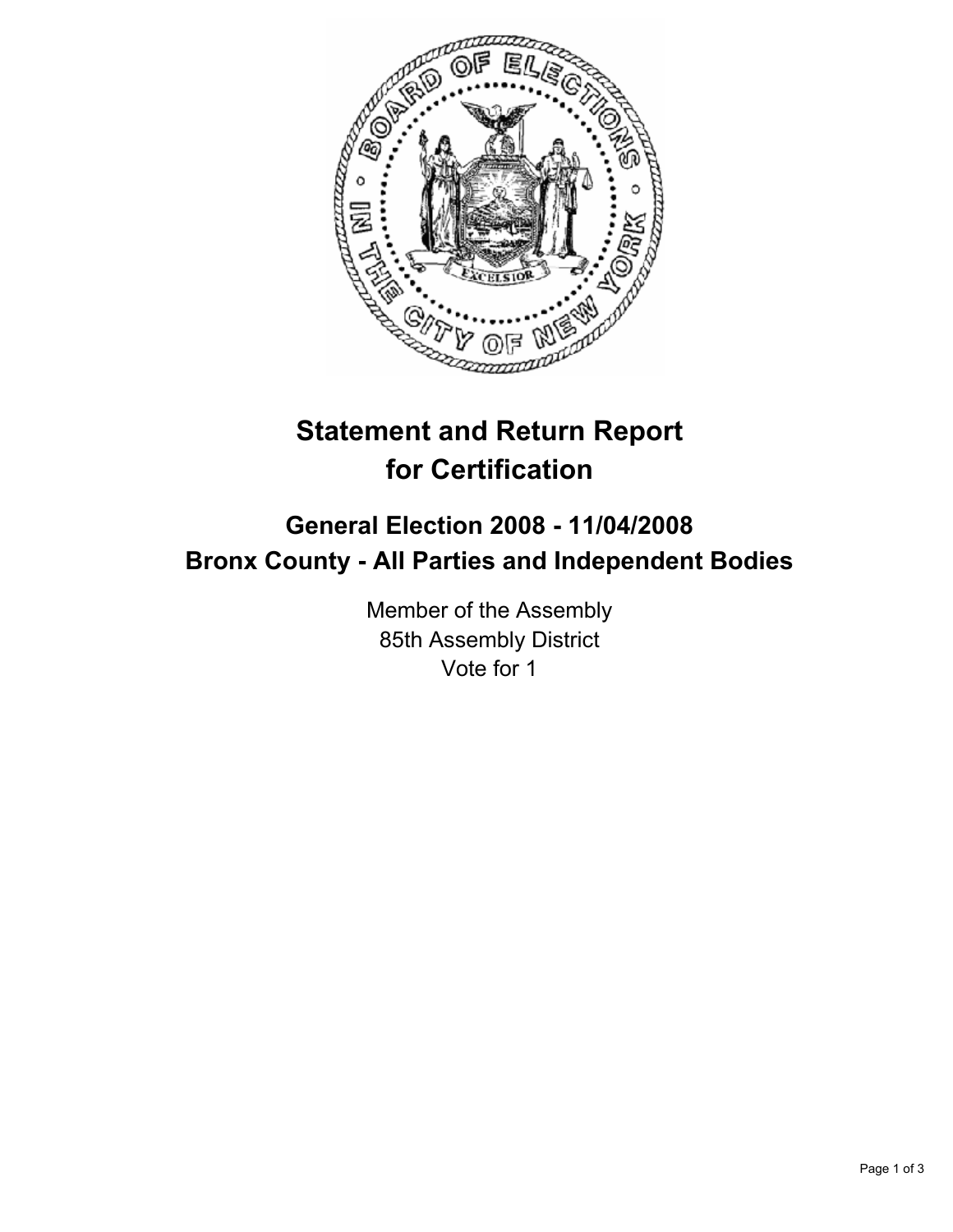# Statement and Return Report for Certification

## General Election 2008 - 11/04/2008
## Bronx County - All Parties and Independent Bodies

Member of the Assembly
85th Assembly District
Vote for 1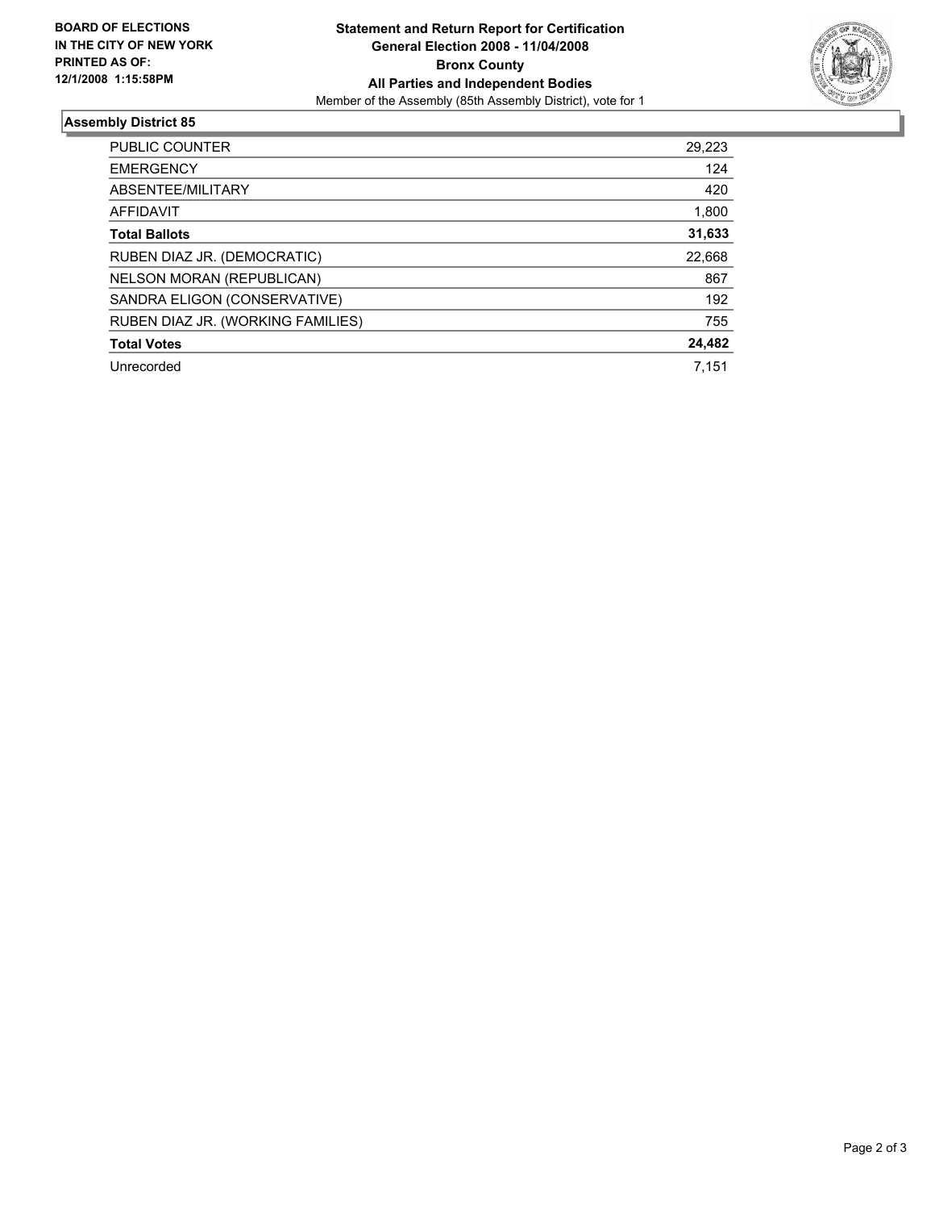**BOARD OF ELECTIONS IN THE CITY OF NEW YORK PRINTED AS OF: 12/1/2008 1:15:58PM**

**Statement and Return Report for Certification**
**General Election 2008 - 11/04/2008**
**Bronx County**
**All Parties and Independent Bodies**
Member of the Assembly (85th Assembly District), vote for 1

## Assembly District 85

| | |
|---|---|
| PUBLIC COUNTER | 29,223 |
| EMERGENCY | 124 |
| ABSENTEE/MILITARY | 420 |
| AFFIDAVIT | 1,800 |
| **Total Ballots** | **31,633** |
| RUBEN DIAZ JR. (DEMOCRATIC) | 22,668 |
| NELSON MORAN (REPUBLICAN) | 867 |
| SANDRA ELIGON (CONSERVATIVE) | 192 |
| RUBEN DIAZ JR. (WORKING FAMILIES) | 755 |
| **Total Votes** | **24,482** |
| Unrecorded | 7,151 |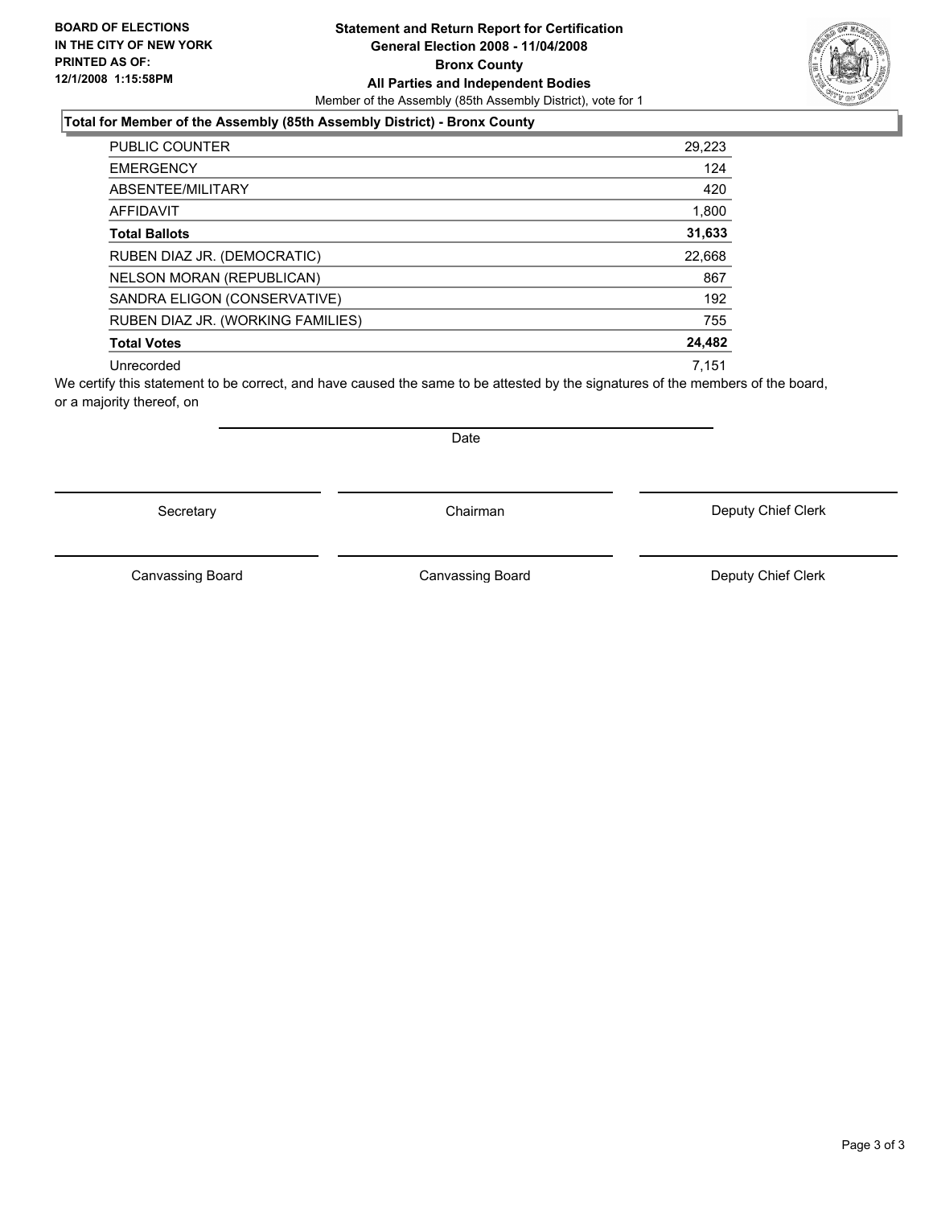**BOARD OF ELECTIONS IN THE CITY OF NEW YORK**
**PRINTED AS OF:**
**12/1/2008 1:15:58PM**

**Statement and Return Report for Certification**
**General Election 2008 - 11/04/2008**
**Bronx County**
**All Parties and Independent Bodies**
Member of the Assembly (85th Assembly District), vote for 1

**Total for Member of the Assembly (85th Assembly District) - Bronx County**

| | |
|---|---|
| PUBLIC COUNTER | 29,223 |
| EMERGENCY | 124 |
| ABSENTEE/MILITARY | 420 |
| AFFIDAVIT | 1,800 |
| **Total Ballots** | **31,633** |
| RUBEN DIAZ JR. (DEMOCRATIC) | 22,668 |
| NELSON MORAN (REPUBLICAN) | 867 |
| SANDRA ELIGON (CONSERVATIVE) | 192 |
| RUBEN DIAZ JR. (WORKING FAMILIES) | 755 |
| **Total Votes** | **24,482** |
| Unrecorded | 7,151 |

We certify this statement to be correct, and have caused the same to be attested by the signatures of the members of the board, or a majority thereof, on

Date

Secretary

Chairman

Deputy Chief Clerk

Canvassing Board

Canvassing Board

Deputy Chief Clerk